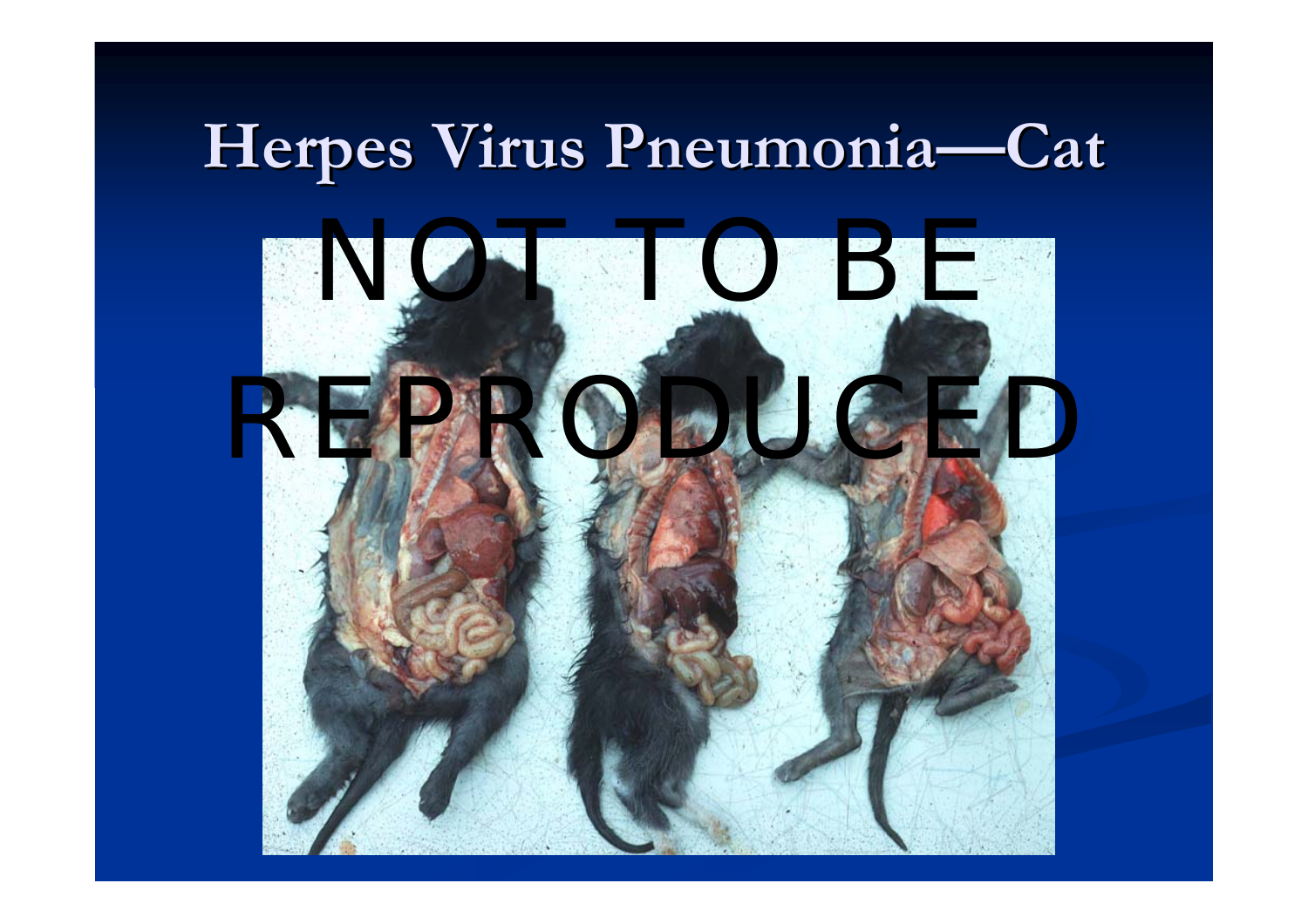# Herpes Virus Pneumonia—Cat

NOT TO BE REPRODUCED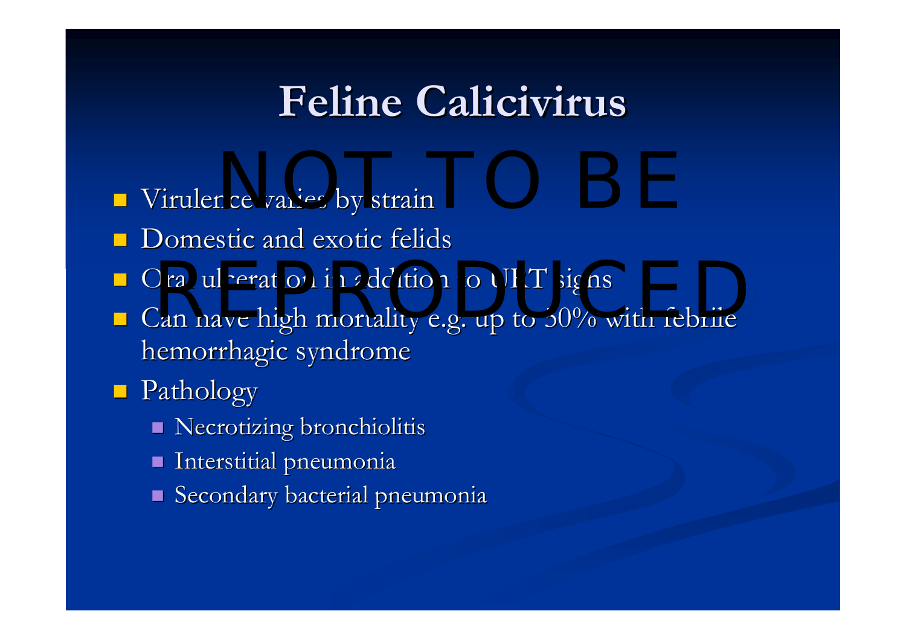# Feline Calicivirus

NOT TO BE REPRODUCED

- Virulence varies by strain
- Domestic and exotic felids
- Oral ulceration in addition to URT signs
- Can have high mortality e.g. up to 50% with febrile hemorrhagic syndrome
- Pathology
  - Necrotizing bronchiolitis
  - Interstitial pneumonia
  - Secondary bacterial pneumonia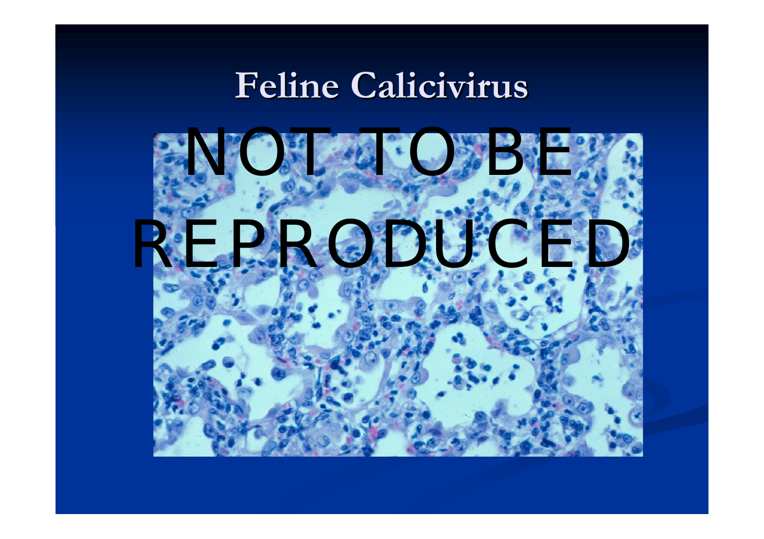# Feline Calicivirus

NOT TO BE REPRODUCED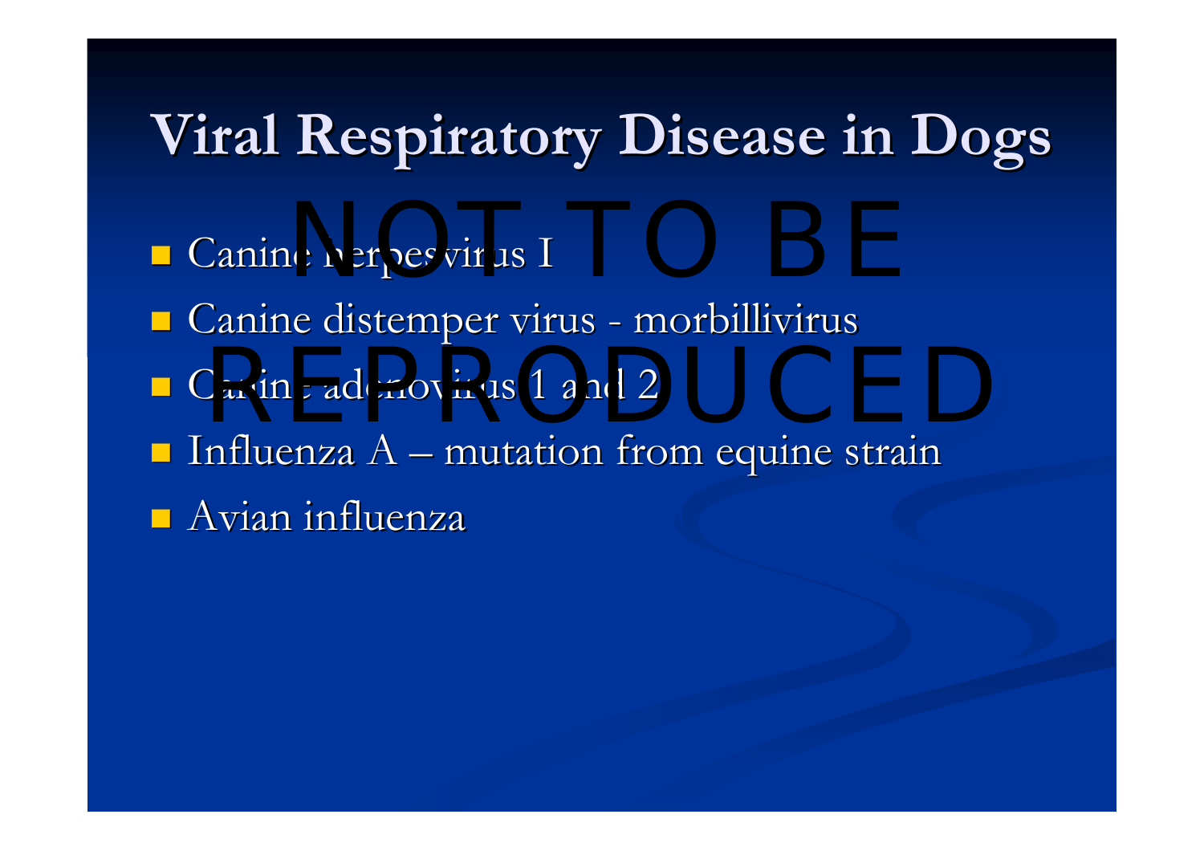# Viral Respiratory Disease in Dogs

- Canine herpesvirus I
- Canine distemper virus - morbillivirus
- Canine adenovirus 1 and 2
- Influenza A – mutation from equine strain
- Avian influenza

NOT TO BE REPRODUCED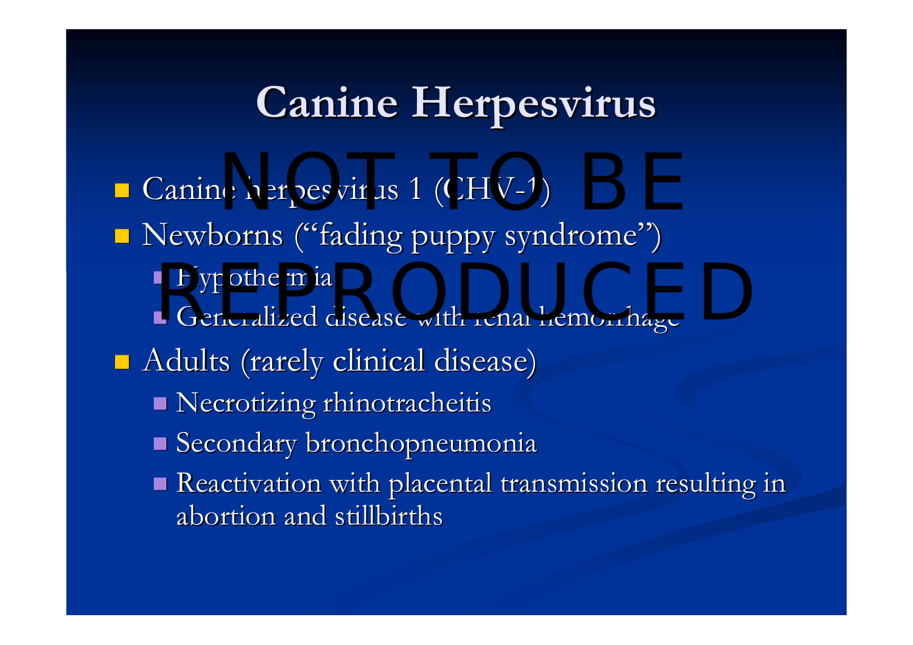# Canine Herpesvirus

- Canine herpesvirus 1 (CHV-1)
- Newborns ("fading puppy syndrome")
  - Hypothermia
  - Generalized disease with renal hemorrhage
- Adults (rarely clinical disease)
  - Necrotizing rhinotracheitis
  - Secondary bronchopneumonia
  - Reactivation with placental transmission resulting in abortion and stillbirths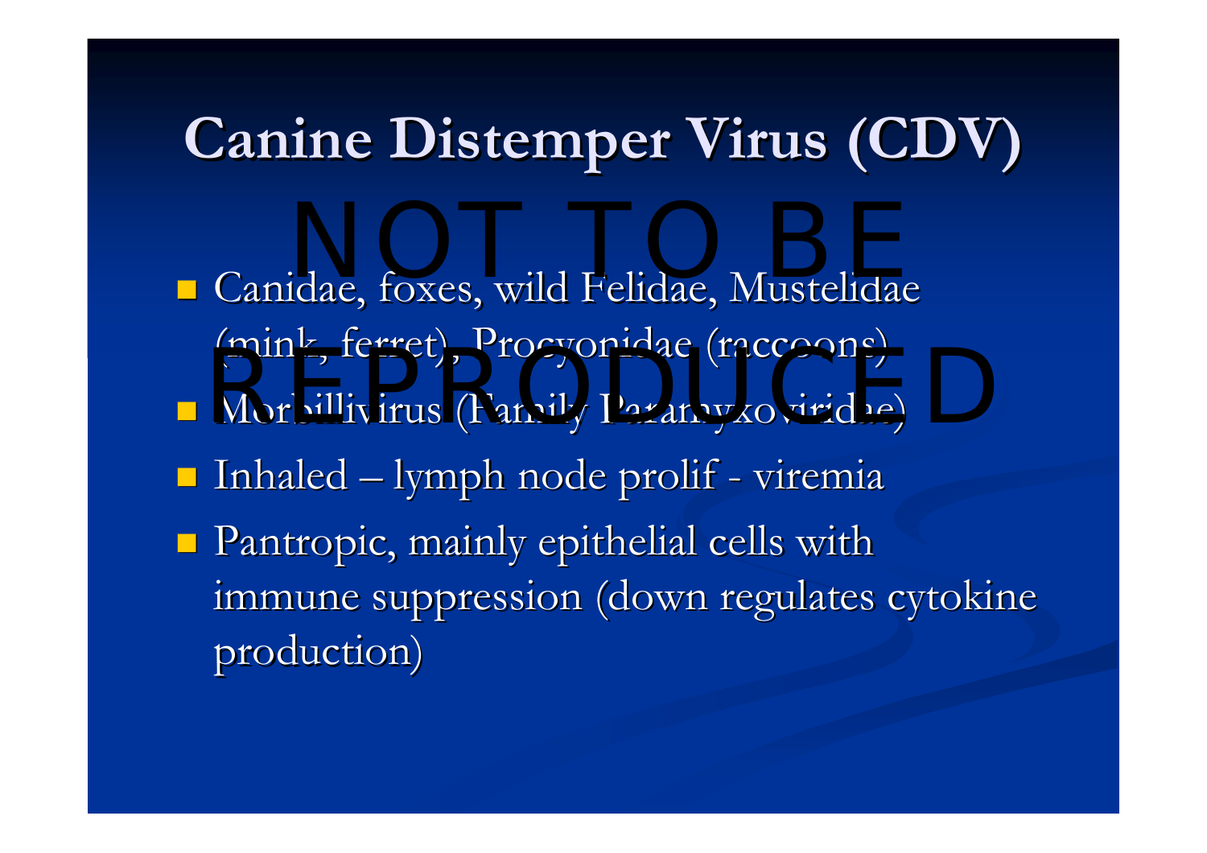# Canine Distemper Virus (CDV)

- Canidae, foxes, wild Felidae, Mustelidae (mink, ferret), Procyonidae (raccoons)
- Morbillivirus (Family Paramyxoviridae)
- Inhaled – lymph node prolif - viremia
- Pantropic, mainly epithelial cells with immune suppression (down regulates cytokine production)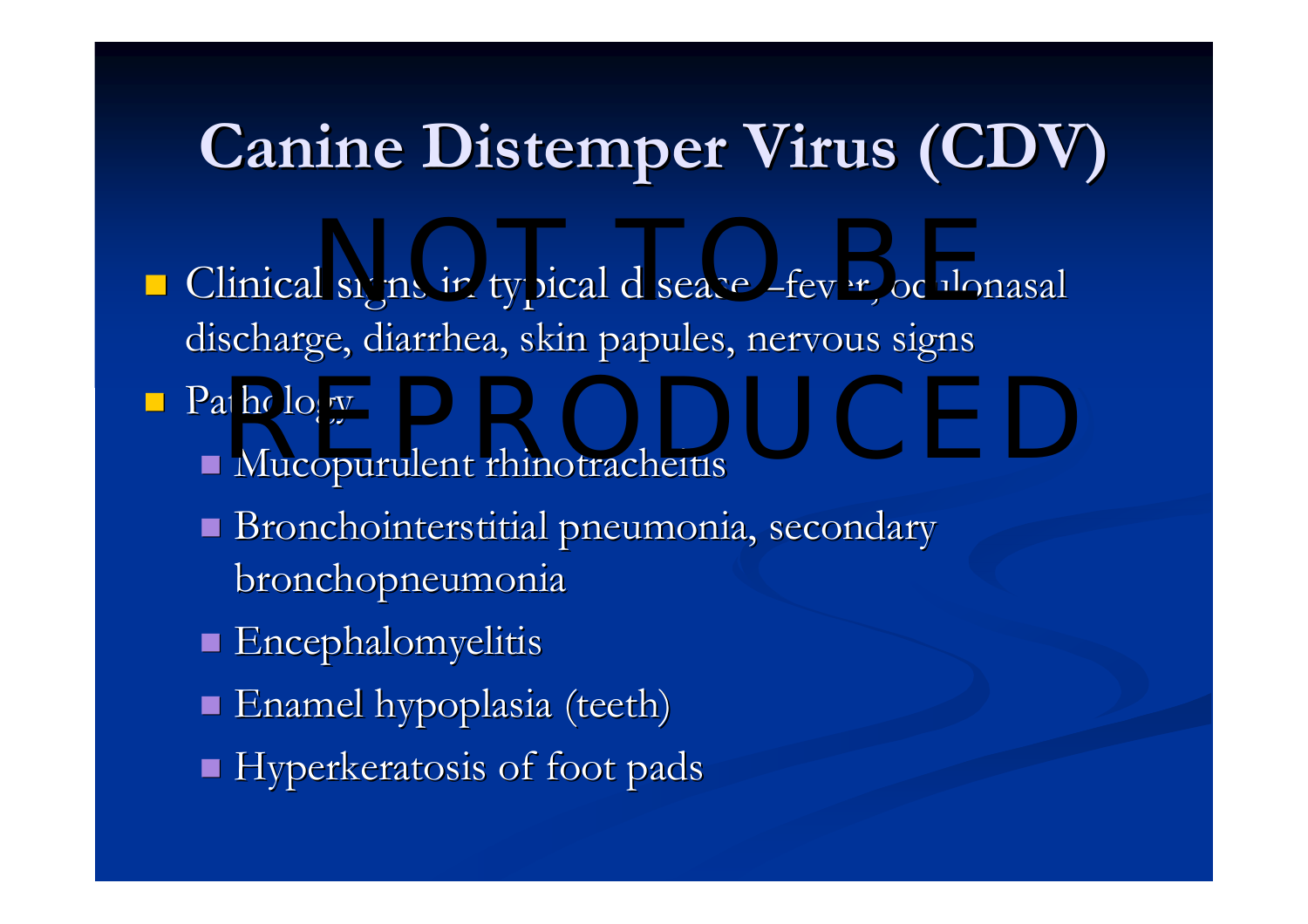# Canine Distemper Virus (CDV)

NOT TO BE REPRODUCED

- Clinical signs in typical disease –fever, oculonasal discharge, diarrhea, skin papules, nervous signs
- Pathology
  - Mucopurulent rhinotracheitis
  - Bronchointerstitial pneumonia, secondary bronchopneumonia
  - Encephalomyelitis
  - Enamel hypoplasia (teeth)
  - Hyperkeratosis of foot pads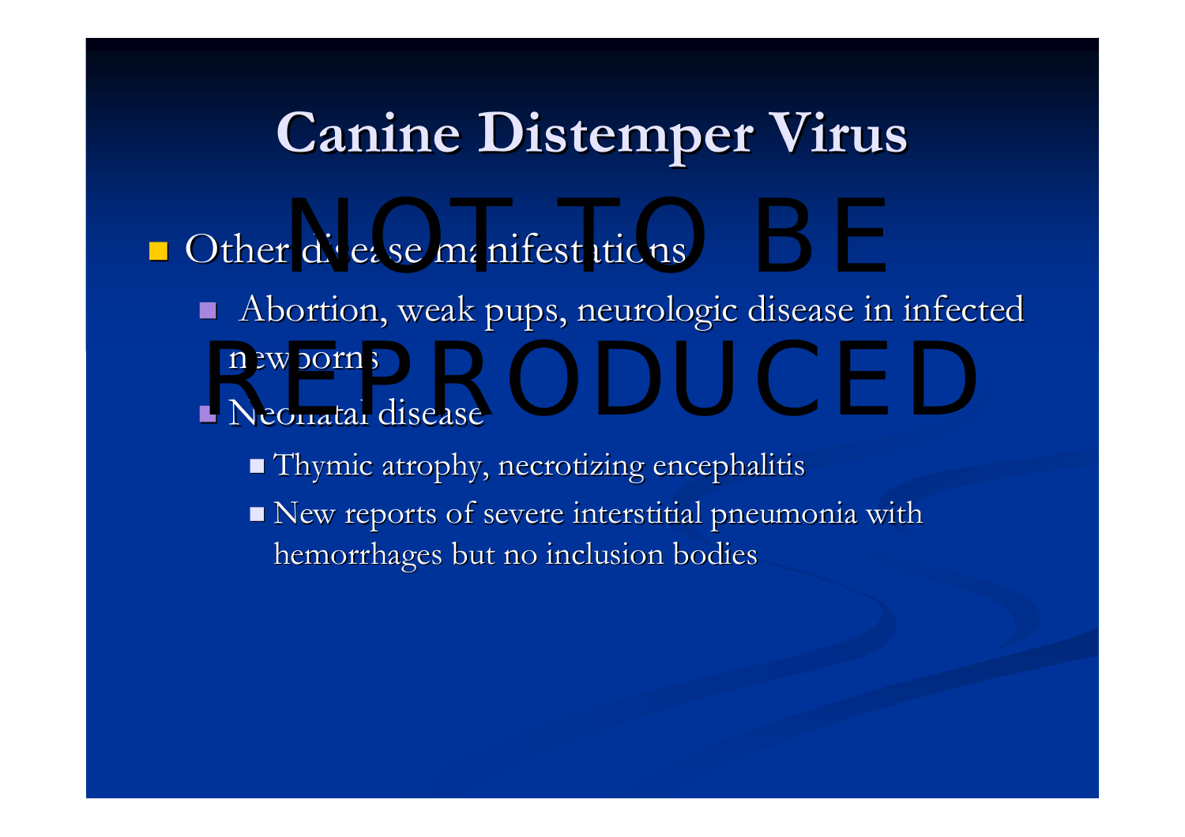# Canine Distemper Virus

- Other disease manifestations
  - Abortion, weak pups, neurologic disease in infected newborns
  - Neonatal disease
    - Thymic atrophy, necrotizing encephalitis
    - New reports of severe interstitial pneumonia with hemorrhages but no inclusion bodies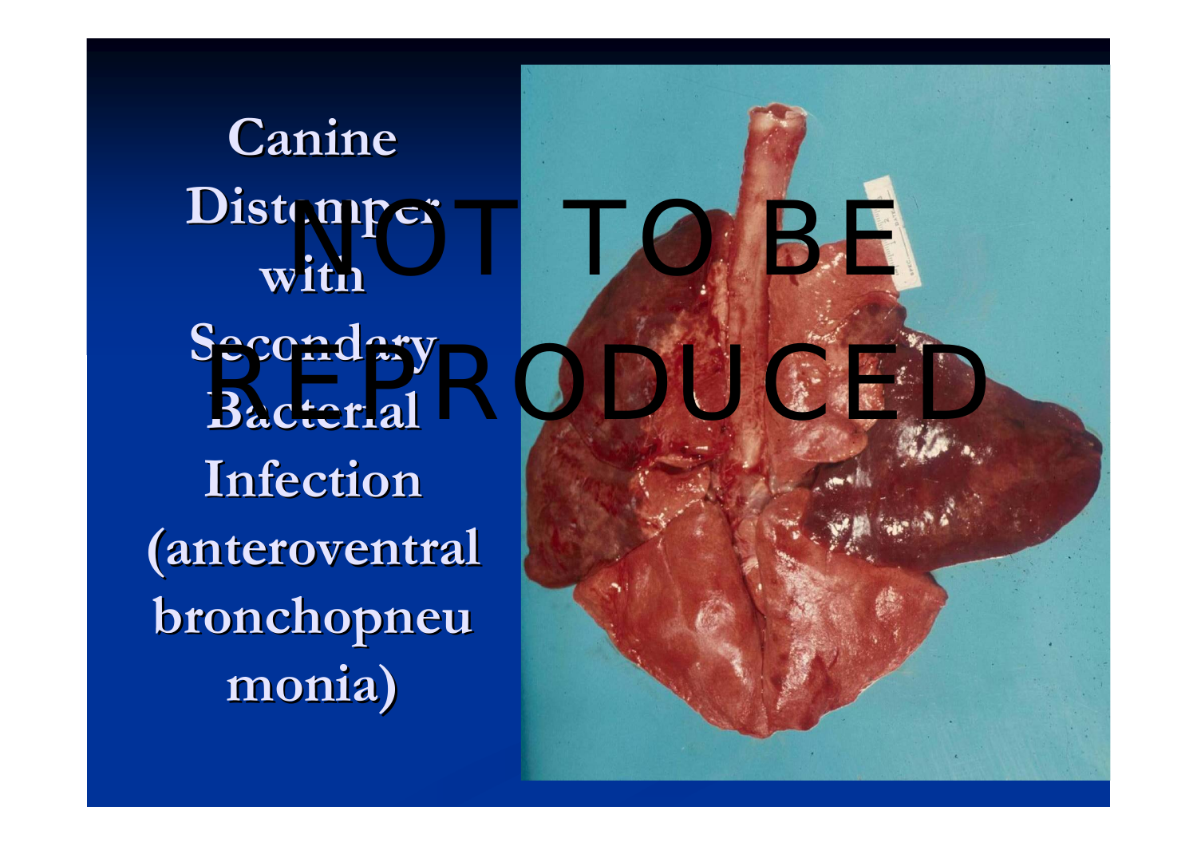# Canine Distemper with Secondary Bacterial Infection (anteroventral bronchopneumonia)

NOT TO BE REPRODUCED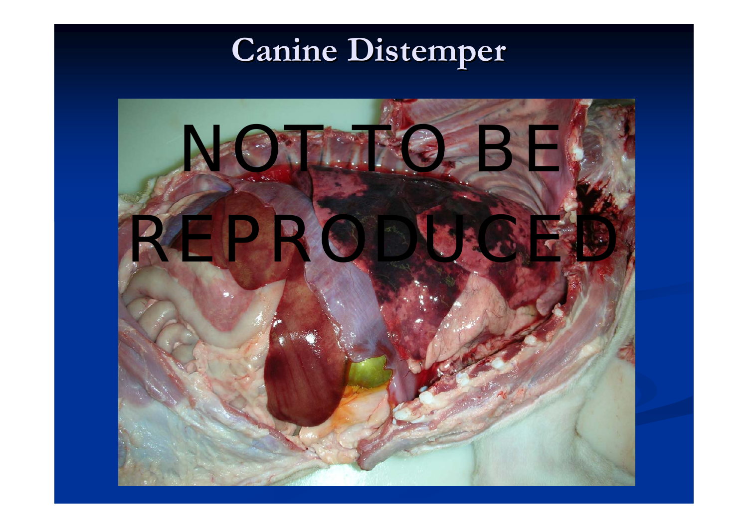# Canine Distemper

NOT TO BE REPRODUCED